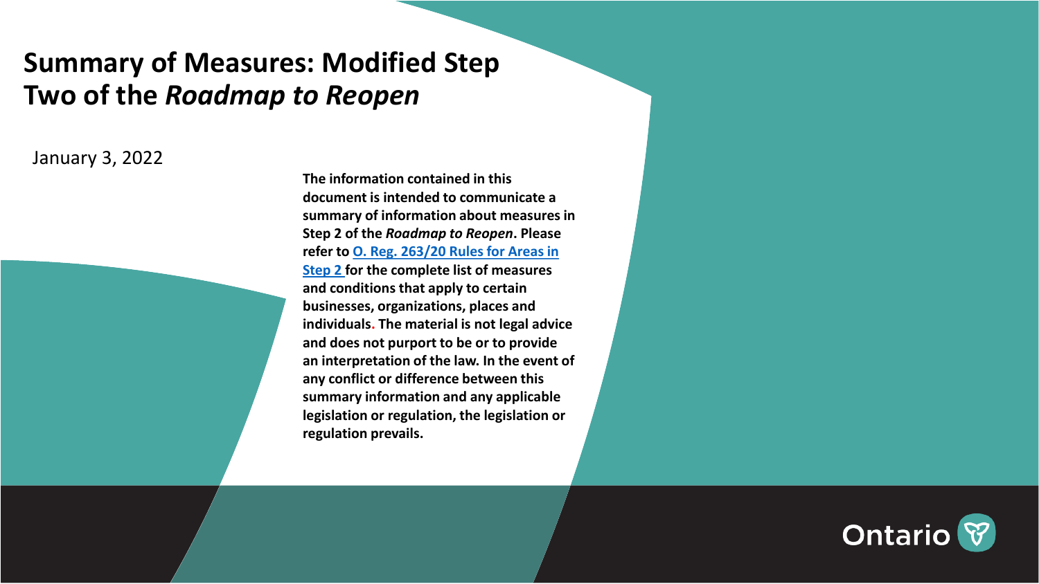# Summary of Measures: Modified Step Two of the *Roadmap to Reopen*

January 3, 2022

**The information contained in this document is intended to communicate a summary of information about measures in Step 2 of the *Roadmap to Reopen*. Please refer to [O. Reg. 263/20 Rules for Areas in Step 2](#) for the complete list of measures and conditions that apply to certain businesses, organizations, places and individuals. The material is not legal advice and does not purport to be or to provide an interpretation of the law. In the event of any conflict or difference between this summary information and any applicable legislation or regulation, the legislation or regulation prevails.**

Ontario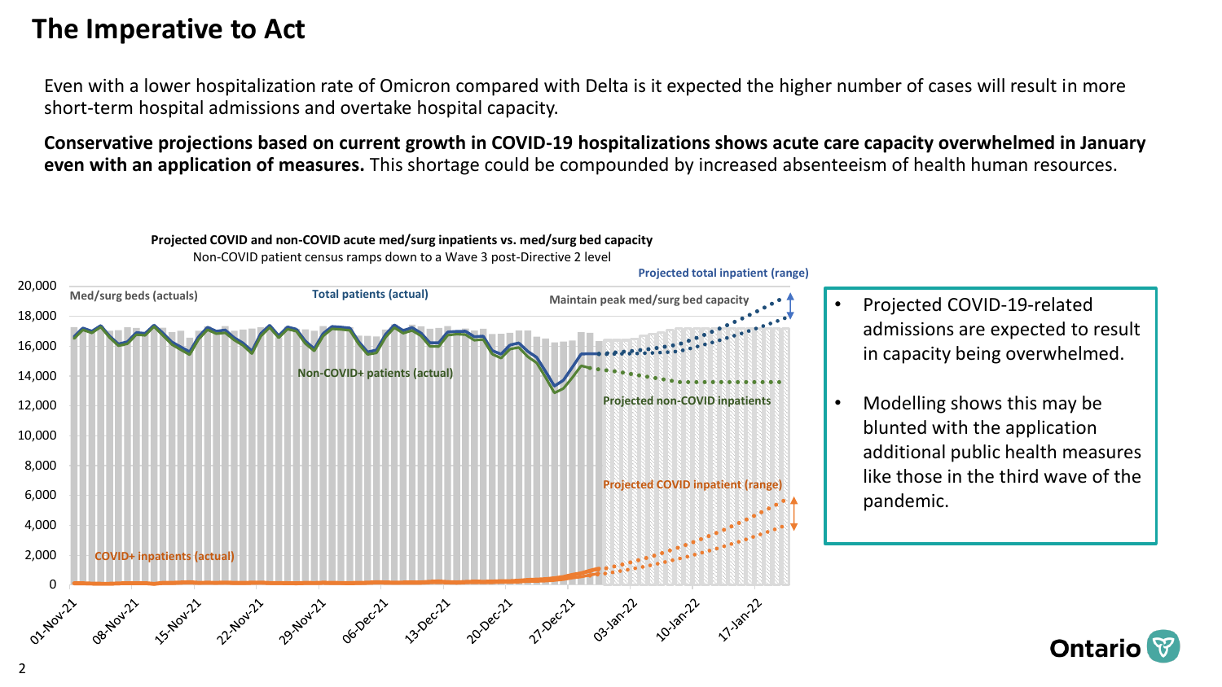# The Imperative to Act

Even with a lower hospitalization rate of Omicron compared with Delta is it expected the higher number of cases will result in more short-term hospital admissions and overtake hospital capacity.

**Conservative projections based on current growth in COVID-19 hospitalizations shows acute care capacity overwhelmed in January even with an application of measures.** This shortage could be compounded by increased absenteeism of health human resources.

**Projected COVID and non-COVID acute med/surg inpatients vs. med/surg bed capacity**

Non-COVID patient census ramps down to a Wave 3 post-Directive 2 level

- Projected COVID-19-related admissions are expected to result in capacity being overwhelmed.
- Modelling shows this may be blunted with the application additional public health measures like those in the third wave of the pandemic.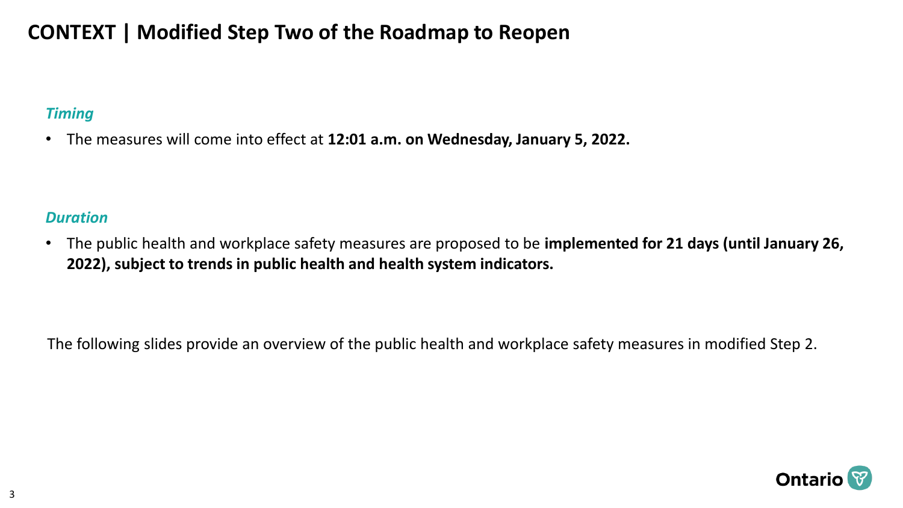# CONTEXT | Modified Step Two of the Roadmap to Reopen

*Timing*

- The measures will come into effect at **12:01 a.m. on Wednesday, January 5, 2022.**

*Duration*

- The public health and workplace safety measures are proposed to be **implemented for 21 days (until January 26, 2022), subject to trends in public health and health system indicators.**

The following slides provide an overview of the public health and workplace safety measures in modified Step 2.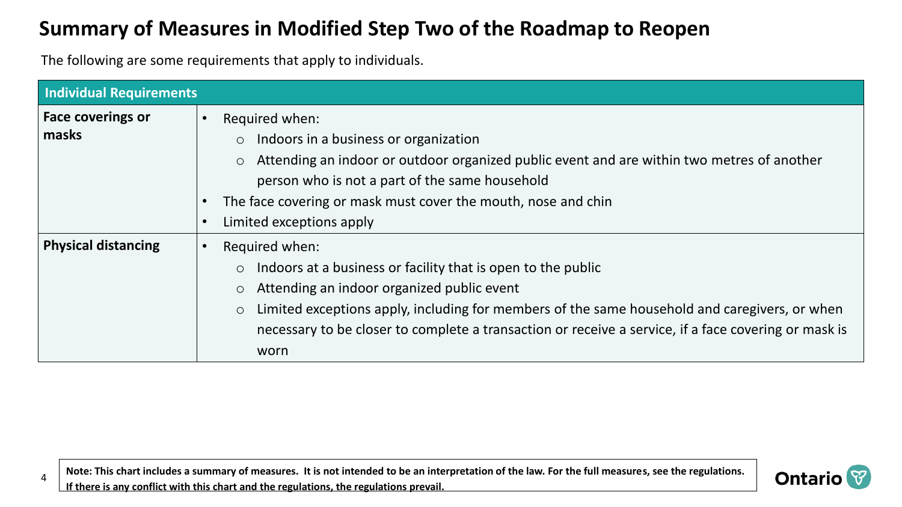# Summary of Measures in Modified Step Two of the Roadmap to Reopen

The following are some requirements that apply to individuals.

| Individual Requirements | |
|---|---|
| **Face coverings or masks** | • Required when:<br>  ○ Indoors in a business or organization<br>  ○ Attending an indoor or outdoor organized public event and are within two metres of another person who is not a part of the same household<br>• The face covering or mask must cover the mouth, nose and chin<br>• Limited exceptions apply |
| **Physical distancing** | • Required when:<br>  ○ Indoors at a business or facility that is open to the public<br>  ○ Attending an indoor organized public event<br>  ○ Limited exceptions apply, including for members of the same household and caregivers, or when necessary to be closer to complete a transaction or receive a service, if a face covering or mask is worn |

**Note: This chart includes a summary of measures. It is not intended to be an interpretation of the law. For the full measures, see the regulations. If there is any conflict with this chart and the regulations, the regulations prevail.**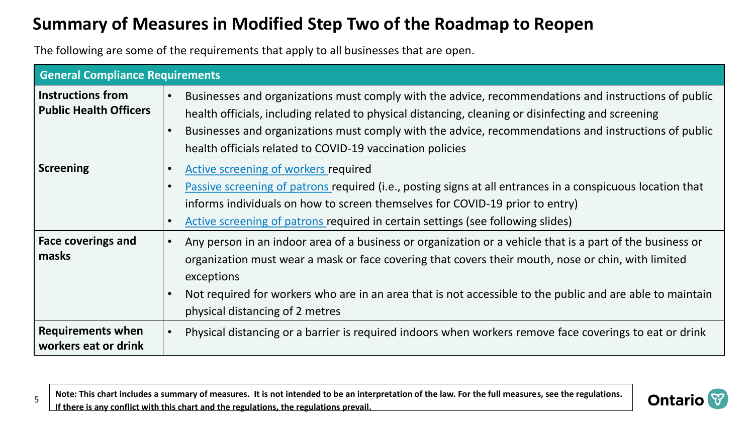# Summary of Measures in Modified Step Two of the Roadmap to Reopen

The following are some of the requirements that apply to all businesses that are open.

| General Compliance Requirements | |
|---|---|
| **Instructions from Public Health Officers** | • Businesses and organizations must comply with the advice, recommendations and instructions of public health officials, including related to physical distancing, cleaning or disinfecting and screening<br>• Businesses and organizations must comply with the advice, recommendations and instructions of public health officials related to COVID-19 vaccination policies |
| **Screening** | • Active screening of workers required<br>• Passive screening of patrons required (i.e., posting signs at all entrances in a conspicuous location that informs individuals on how to screen themselves for COVID-19 prior to entry)<br>• Active screening of patrons required in certain settings (see following slides) |
| **Face coverings and masks** | • Any person in an indoor area of a business or organization or a vehicle that is a part of the business or organization must wear a mask or face covering that covers their mouth, nose or chin, with limited exceptions<br>• Not required for workers who are in an area that is not accessible to the public and are able to maintain physical distancing of 2 metres |
| **Requirements when workers eat or drink** | • Physical distancing or a barrier is required indoors when workers remove face coverings to eat or drink |

**Note: This chart includes a summary of measures. It is not intended to be an interpretation of the law. For the full measures, see the regulations. If there is any conflict with this chart and the regulations, the regulations prevail.**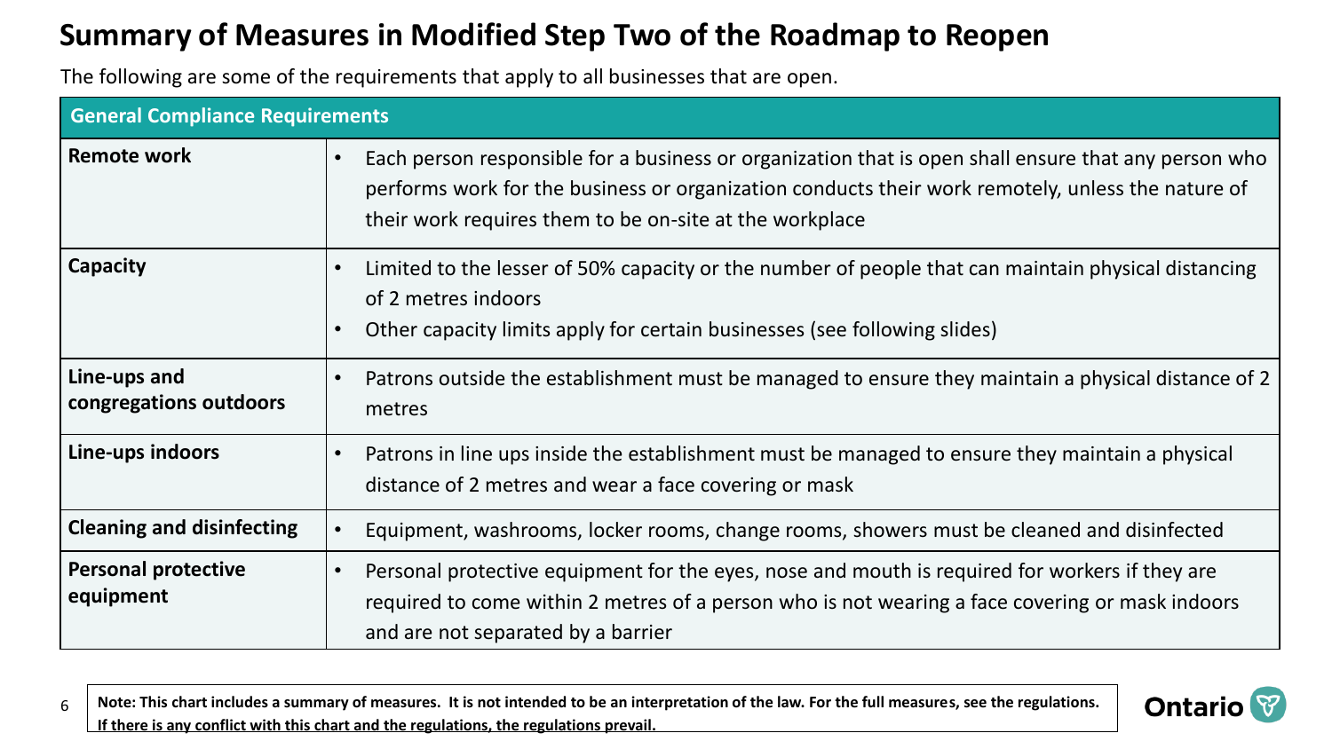# Summary of Measures in Modified Step Two of the Roadmap to Reopen

The following are some of the requirements that apply to all businesses that are open.

| General Compliance Requirements | |
|---|---|
| **Remote work** | • Each person responsible for a business or organization that is open shall ensure that any person who performs work for the business or organization conducts their work remotely, unless the nature of their work requires them to be on-site at the workplace |
| **Capacity** | • Limited to the lesser of 50% capacity or the number of people that can maintain physical distancing of 2 metres indoors<br>• Other capacity limits apply for certain businesses (see following slides) |
| **Line-ups and congregations outdoors** | • Patrons outside the establishment must be managed to ensure they maintain a physical distance of 2 metres |
| **Line-ups indoors** | • Patrons in line ups inside the establishment must be managed to ensure they maintain a physical distance of 2 metres and wear a face covering or mask |
| **Cleaning and disinfecting** | • Equipment, washrooms, locker rooms, change rooms, showers must be cleaned and disinfected |
| **Personal protective equipment** | • Personal protective equipment for the eyes, nose and mouth is required for workers if they are required to come within 2 metres of a person who is not wearing a face covering or mask indoors and are not separated by a barrier |

**Note: This chart includes a summary of measures. It is not intended to be an interpretation of the law. For the full measures, see the regulations. If there is any conflict with this chart and the regulations, the regulations prevail.**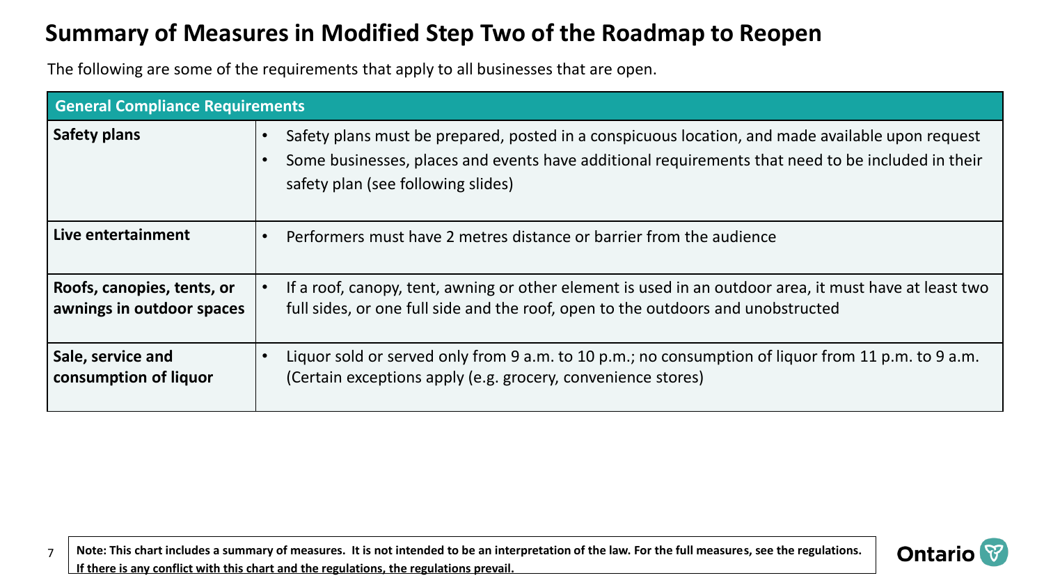# Summary of Measures in Modified Step Two of the Roadmap to Reopen

The following are some of the requirements that apply to all businesses that are open.

| General Compliance Requirements | |
|---|---|
| **Safety plans** | • Safety plans must be prepared, posted in a conspicuous location, and made available upon request<br>• Some businesses, places and events have additional requirements that need to be included in their safety plan (see following slides) |
| **Live entertainment** | • Performers must have 2 metres distance or barrier from the audience |
| **Roofs, canopies, tents, or awnings in outdoor spaces** | • If a roof, canopy, tent, awning or other element is used in an outdoor area, it must have at least two full sides, or one full side and the roof, open to the outdoors and unobstructed |
| **Sale, service and consumption of liquor** | • Liquor sold or served only from 9 a.m. to 10 p.m.; no consumption of liquor from 11 p.m. to 9 a.m. (Certain exceptions apply (e.g. grocery, convenience stores) |

**Note: This chart includes a summary of measures. It is not intended to be an interpretation of the law. For the full measures, see the regulations. If there is any conflict with this chart and the regulations, the regulations prevail.**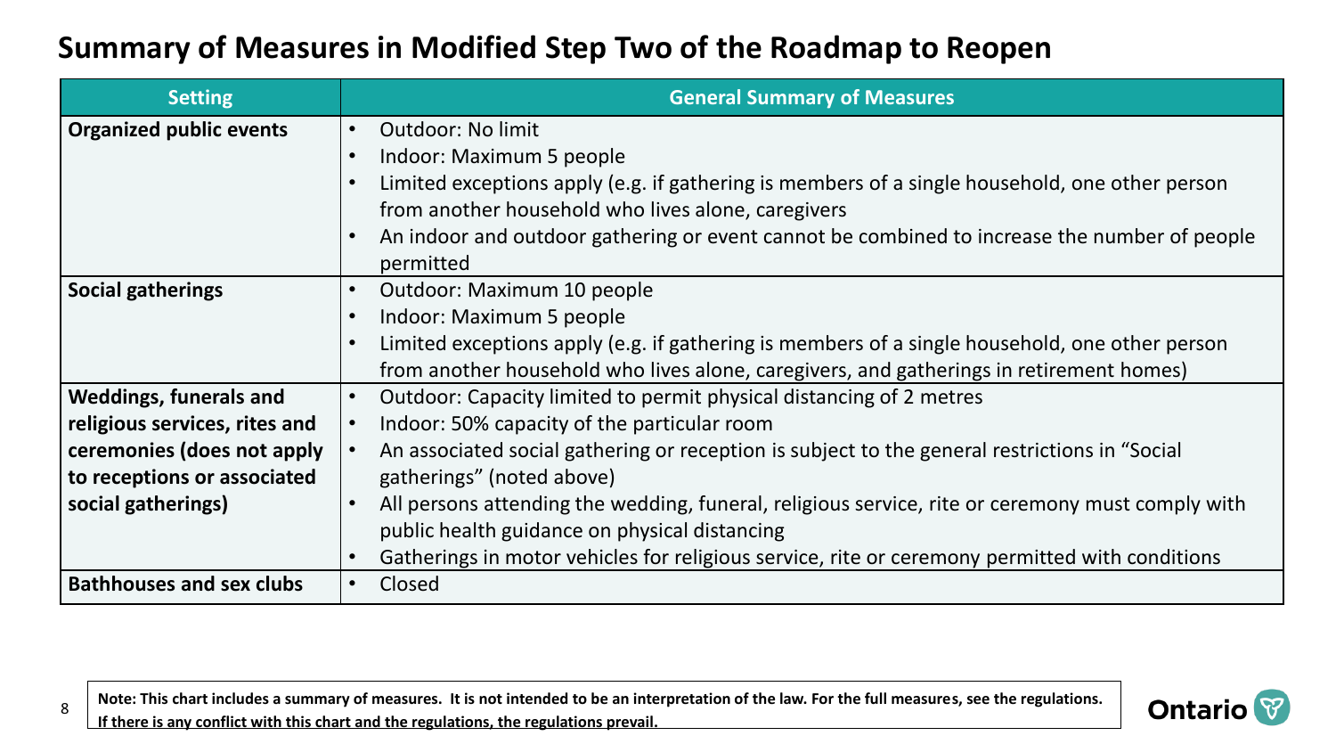# Summary of Measures in Modified Step Two of the Roadmap to Reopen

| Setting | General Summary of Measures |
| --- | --- |
| **Organized public events** | • Outdoor: No limit<br>• Indoor: Maximum 5 people<br>• Limited exceptions apply (e.g. if gathering is members of a single household, one other person from another household who lives alone, caregivers<br>• An indoor and outdoor gathering or event cannot be combined to increase the number of people permitted |
| **Social gatherings** | • Outdoor: Maximum 10 people<br>• Indoor: Maximum 5 people<br>• Limited exceptions apply (e.g. if gathering is members of a single household, one other person from another household who lives alone, caregivers, and gatherings in retirement homes) |
| **Weddings, funerals and religious services, rites and ceremonies (does not apply to receptions or associated social gatherings)** | • Outdoor: Capacity limited to permit physical distancing of 2 metres<br>• Indoor: 50% capacity of the particular room<br>• An associated social gathering or reception is subject to the general restrictions in "Social gatherings" (noted above)<br>• All persons attending the wedding, funeral, religious service, rite or ceremony must comply with public health guidance on physical distancing<br>• Gatherings in motor vehicles for religious service, rite or ceremony permitted with conditions |
| **Bathhouses and sex clubs** | • Closed |

**Note: This chart includes a summary of measures. It is not intended to be an interpretation of the law. For the full measures, see the regulations. If there is any conflict with this chart and the regulations, the regulations prevail.**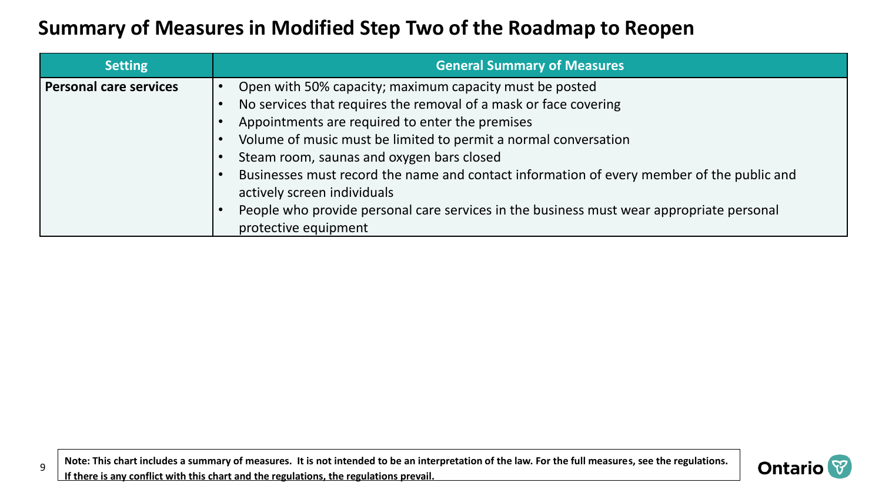# Summary of Measures in Modified Step Two of the Roadmap to Reopen

| Setting | General Summary of Measures |
| --- | --- |
| **Personal care services** | • Open with 50% capacity; maximum capacity must be posted<br>• No services that requires the removal of a mask or face covering<br>• Appointments are required to enter the premises<br>• Volume of music must be limited to permit a normal conversation<br>• Steam room, saunas and oxygen bars closed<br>• Businesses must record the name and contact information of every member of the public and actively screen individuals<br>• People who provide personal care services in the business must wear appropriate personal protective equipment |

**Note: This chart includes a summary of measures. It is not intended to be an interpretation of the law. For the full measures, see the regulations. If there is any conflict with this chart and the regulations, the regulations prevail.**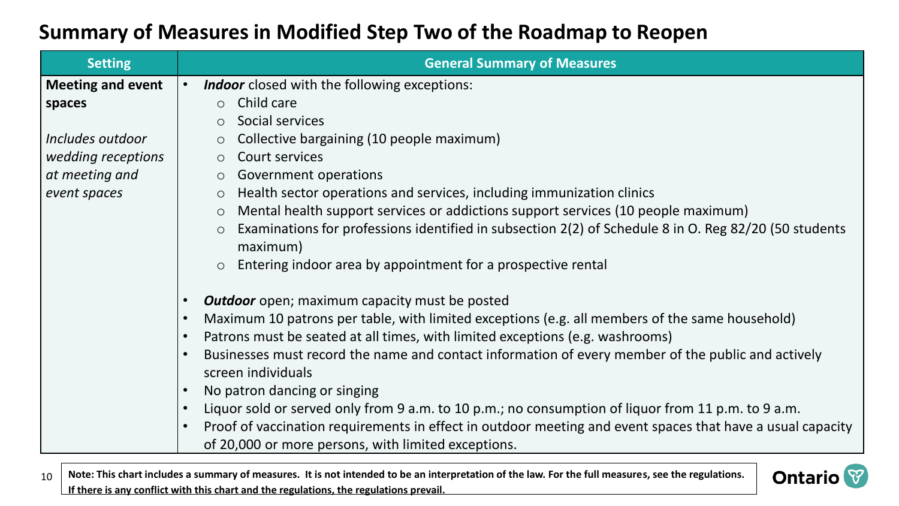# Summary of Measures in Modified Step Two of the Roadmap to Reopen

| Setting | General Summary of Measures |
| --- | --- |
| **Meeting and event spaces**<br><br>*Includes outdoor wedding receptions at meeting and event spaces* | • ***Indoor*** closed with the following exceptions:<br>  ○ Child care<br>  ○ Social services<br>  ○ Collective bargaining (10 people maximum)<br>  ○ Court services<br>  ○ Government operations<br>  ○ Health sector operations and services, including immunization clinics<br>  ○ Mental health support services or addictions support services (10 people maximum)<br>  ○ Examinations for professions identified in subsection 2(2) of Schedule 8 in O. Reg 82/20 (50 students maximum)<br>  ○ Entering indoor area by appointment for a prospective rental<br><br>• ***Outdoor*** open; maximum capacity must be posted<br>• Maximum 10 patrons per table, with limited exceptions (e.g. all members of the same household)<br>• Patrons must be seated at all times, with limited exceptions (e.g. washrooms)<br>• Businesses must record the name and contact information of every member of the public and actively screen individuals<br>• No patron dancing or singing<br>• Liquor sold or served only from 9 a.m. to 10 p.m.; no consumption of liquor from 11 p.m. to 9 a.m.<br>• Proof of vaccination requirements in effect in outdoor meeting and event spaces that have a usual capacity of 20,000 or more persons, with limited exceptions. |

**Note: This chart includes a summary of measures. It is not intended to be an interpretation of the law. For the full measures, see the regulations. <u>If there is any conflict with this chart and the regulations, the regulations prevail.</u>**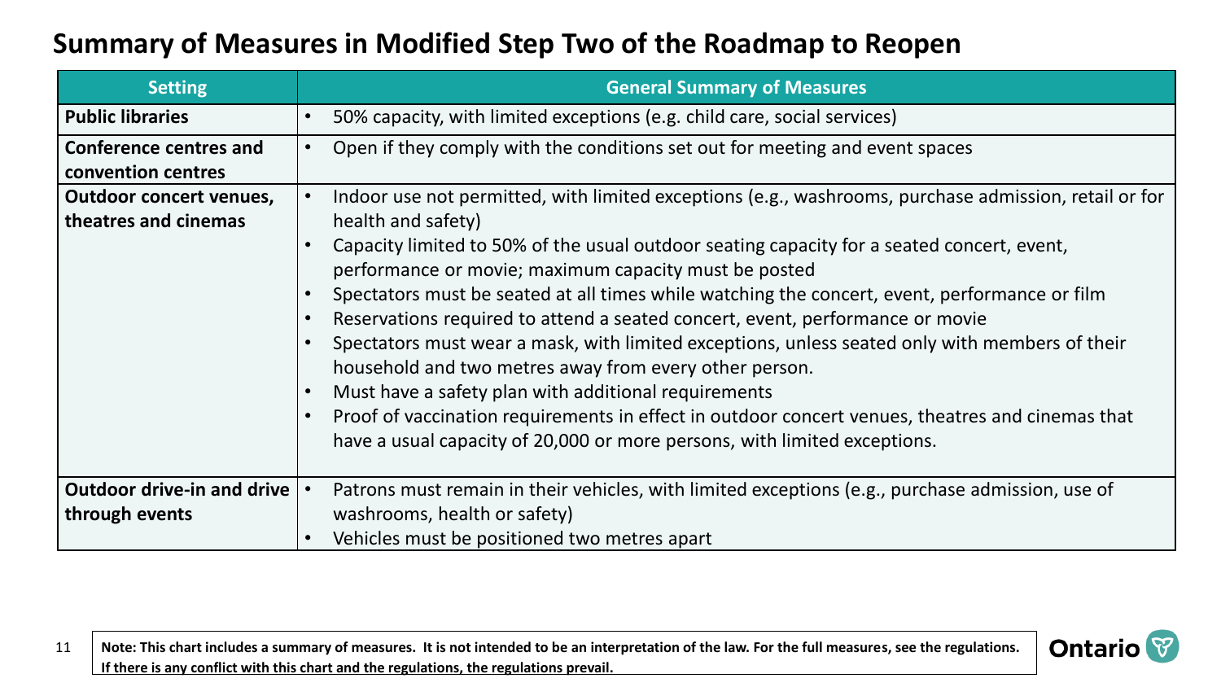# Summary of Measures in Modified Step Two of the Roadmap to Reopen

| Setting | General Summary of Measures |
| --- | --- |
| **Public libraries** | • 50% capacity, with limited exceptions (e.g. child care, social services) |
| **Conference centres and convention centres** | • Open if they comply with the conditions set out for meeting and event spaces |
| **Outdoor concert venues, theatres and cinemas** | • Indoor use not permitted, with limited exceptions (e.g., washrooms, purchase admission, retail or for health and safety)<br>• Capacity limited to 50% of the usual outdoor seating capacity for a seated concert, event, performance or movie; maximum capacity must be posted<br>• Spectators must be seated at all times while watching the concert, event, performance or film<br>• Reservations required to attend a seated concert, event, performance or movie<br>• Spectators must wear a mask, with limited exceptions, unless seated only with members of their household and two metres away from every other person.<br>• Must have a safety plan with additional requirements<br>• Proof of vaccination requirements in effect in outdoor concert venues, theatres and cinemas that have a usual capacity of 20,000 or more persons, with limited exceptions. |
| **Outdoor drive-in and drive through events** | • Patrons must remain in their vehicles, with limited exceptions (e.g., purchase admission, use of washrooms, health or safety)<br>• Vehicles must be positioned two metres apart |

**Note: This chart includes a summary of measures. It is not intended to be an interpretation of the law. For the full measures, see the regulations. If there is any conflict with this chart and the regulations, the regulations prevail.**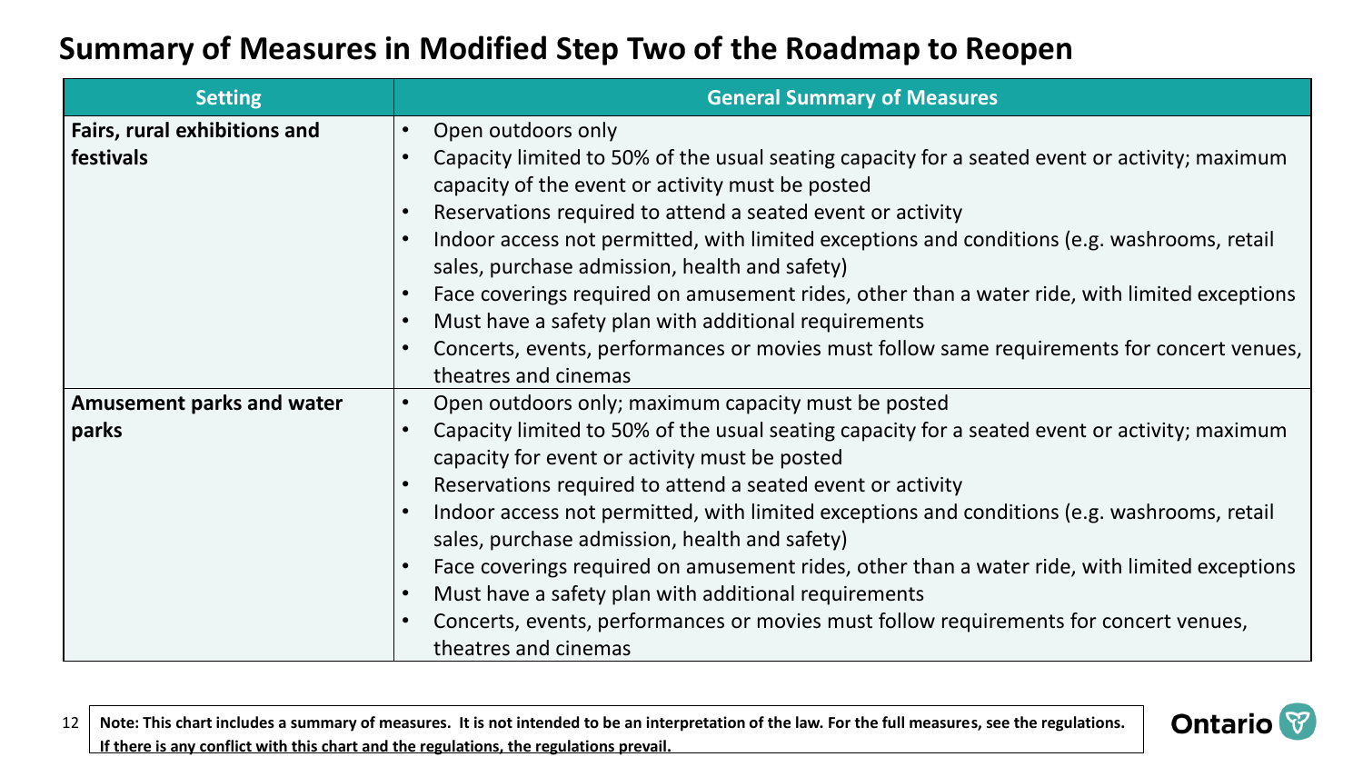# Summary of Measures in Modified Step Two of the Roadmap to Reopen

| Setting | General Summary of Measures |
| --- | --- |
| **Fairs, rural exhibitions and festivals** | • Open outdoors only<br>• Capacity limited to 50% of the usual seating capacity for a seated event or activity; maximum capacity of the event or activity must be posted<br>• Reservations required to attend a seated event or activity<br>• Indoor access not permitted, with limited exceptions and conditions (e.g. washrooms, retail sales, purchase admission, health and safety)<br>• Face coverings required on amusement rides, other than a water ride, with limited exceptions<br>• Must have a safety plan with additional requirements<br>• Concerts, events, performances or movies must follow same requirements for concert venues, theatres and cinemas |
| **Amusement parks and water parks** | • Open outdoors only; maximum capacity must be posted<br>• Capacity limited to 50% of the usual seating capacity for a seated event or activity; maximum capacity for event or activity must be posted<br>• Reservations required to attend a seated event or activity<br>• Indoor access not permitted, with limited exceptions and conditions (e.g. washrooms, retail sales, purchase admission, health and safety)<br>• Face coverings required on amusement rides, other than a water ride, with limited exceptions<br>• Must have a safety plan with additional requirements<br>• Concerts, events, performances or movies must follow requirements for concert venues, theatres and cinemas |

**Note: This chart includes a summary of measures. It is not intended to be an interpretation of the law. For the full measures, see the regulations. If there is any conflict with this chart and the regulations, the regulations prevail.**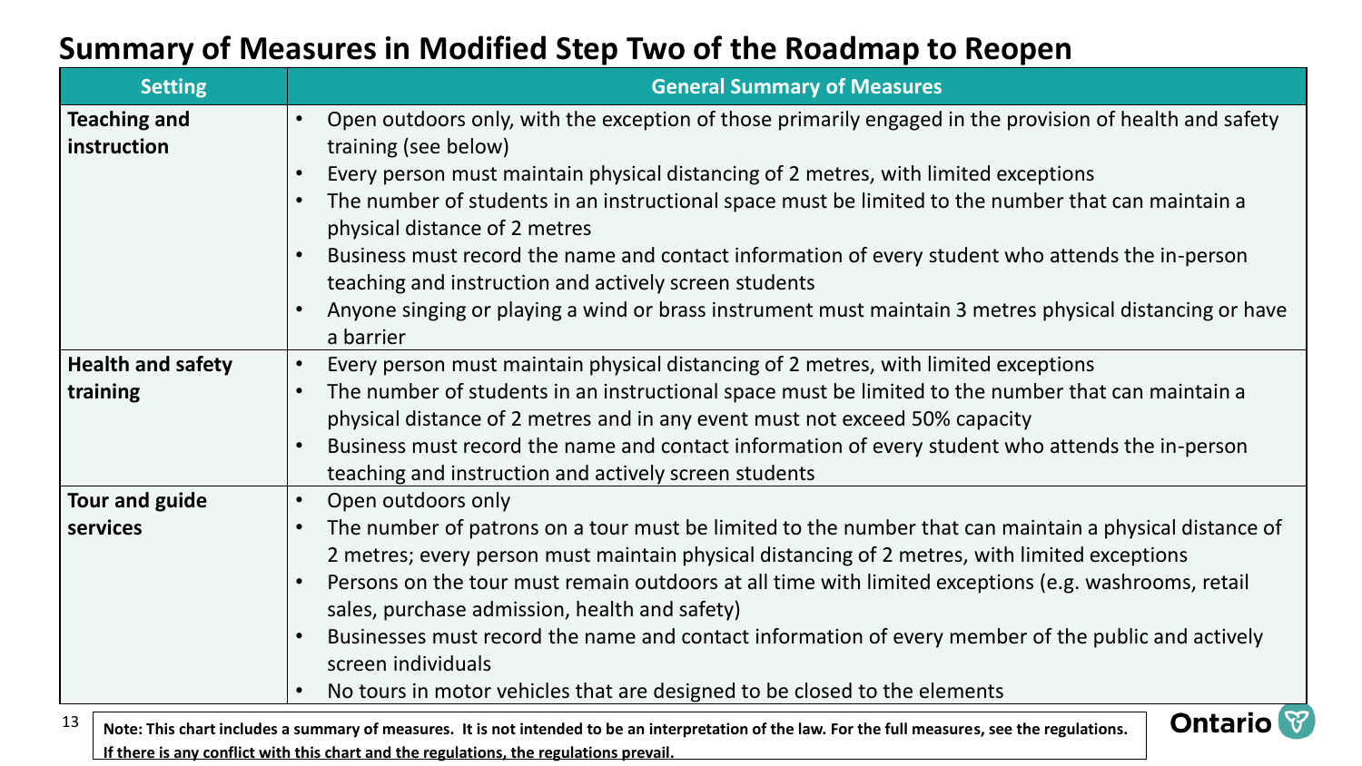# Summary of Measures in Modified Step Two of the Roadmap to Reopen

| Setting | General Summary of Measures |
|---|---|
| **Teaching and instruction** | • Open outdoors only, with the exception of those primarily engaged in the provision of health and safety training (see below)<br>• Every person must maintain physical distancing of 2 metres, with limited exceptions<br>• The number of students in an instructional space must be limited to the number that can maintain a physical distance of 2 metres<br>• Business must record the name and contact information of every student who attends the in-person teaching and instruction and actively screen students<br>• Anyone singing or playing a wind or brass instrument must maintain 3 metres physical distancing or have a barrier |
| **Health and safety training** | • Every person must maintain physical distancing of 2 metres, with limited exceptions<br>• The number of students in an instructional space must be limited to the number that can maintain a physical distance of 2 metres and in any event must not exceed 50% capacity<br>• Business must record the name and contact information of every student who attends the in-person teaching and instruction and actively screen students |
| **Tour and guide services** | • Open outdoors only<br>• The number of patrons on a tour must be limited to the number that can maintain a physical distance of 2 metres; every person must maintain physical distancing of 2 metres, with limited exceptions<br>• Persons on the tour must remain outdoors at all time with limited exceptions (e.g. washrooms, retail sales, purchase admission, health and safety)<br>• Businesses must record the name and contact information of every member of the public and actively screen individuals<br>• No tours in motor vehicles that are designed to be closed to the elements |

**Note: This chart includes a summary of measures. It is not intended to be an interpretation of the law. For the full measures, see the regulations. If there is any conflict with this chart and the regulations, the regulations prevail.**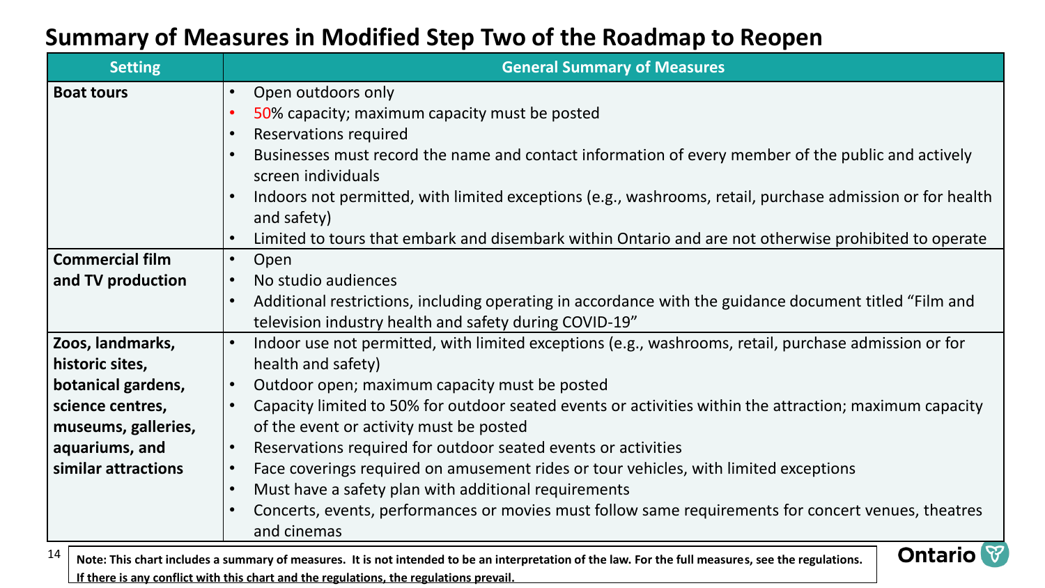# Summary of Measures in Modified Step Two of the Roadmap to Reopen

| Setting | General Summary of Measures |
|---|---|
| **Boat tours** | • Open outdoors only<br>• 50% capacity; maximum capacity must be posted<br>• Reservations required<br>• Businesses must record the name and contact information of every member of the public and actively screen individuals<br>• Indoors not permitted, with limited exceptions (e.g., washrooms, retail, purchase admission or for health and safety)<br>• Limited to tours that embark and disembark within Ontario and are not otherwise prohibited to operate |
| **Commercial film and TV production** | • Open<br>• No studio audiences<br>• Additional restrictions, including operating in accordance with the guidance document titled "Film and television industry health and safety during COVID-19" |
| **Zoos, landmarks, historic sites, botanical gardens, science centres, museums, galleries, aquariums, and similar attractions** | • Indoor use not permitted, with limited exceptions (e.g., washrooms, retail, purchase admission or for health and safety)<br>• Outdoor open; maximum capacity must be posted<br>• Capacity limited to 50% for outdoor seated events or activities within the attraction; maximum capacity of the event or activity must be posted<br>• Reservations required for outdoor seated events or activities<br>• Face coverings required on amusement rides or tour vehicles, with limited exceptions<br>• Must have a safety plan with additional requirements<br>• Concerts, events, performances or movies must follow same requirements for concert venues, theatres and cinemas |

**Note: This chart includes a summary of measures. It is not intended to be an interpretation of the law. For the full measures, see the regulations. If there is any conflict with this chart and the regulations, the regulations prevail.**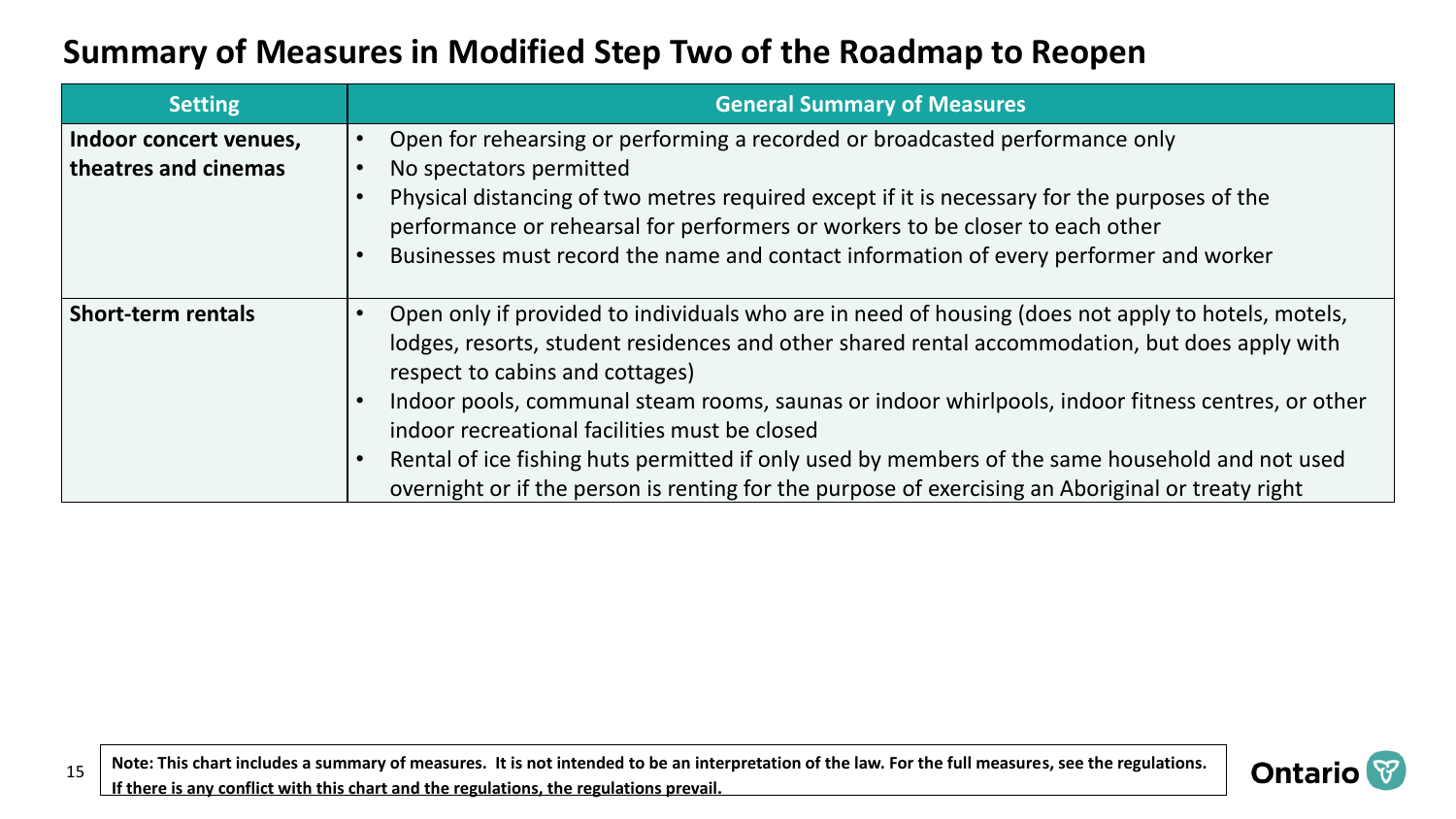# Summary of Measures in Modified Step Two of the Roadmap to Reopen

| Setting | General Summary of Measures |
| --- | --- |
| **Indoor concert venues, theatres and cinemas** | • Open for rehearsing or performing a recorded or broadcasted performance only<br>• No spectators permitted<br>• Physical distancing of two metres required except if it is necessary for the purposes of the performance or rehearsal for performers or workers to be closer to each other<br>• Businesses must record the name and contact information of every performer and worker |
| **Short-term rentals** | • Open only if provided to individuals who are in need of housing (does not apply to hotels, motels, lodges, resorts, student residences and other shared rental accommodation, but does apply with respect to cabins and cottages)<br>• Indoor pools, communal steam rooms, saunas or indoor whirlpools, indoor fitness centres, or other indoor recreational facilities must be closed<br>• Rental of ice fishing huts permitted if only used by members of the same household and not used overnight or if the person is renting for the purpose of exercising an Aboriginal or treaty right |

**Note: This chart includes a summary of measures. It is not intended to be an interpretation of the law. For the full measures, see the regulations. If there is any conflict with this chart and the regulations, the regulations prevail.**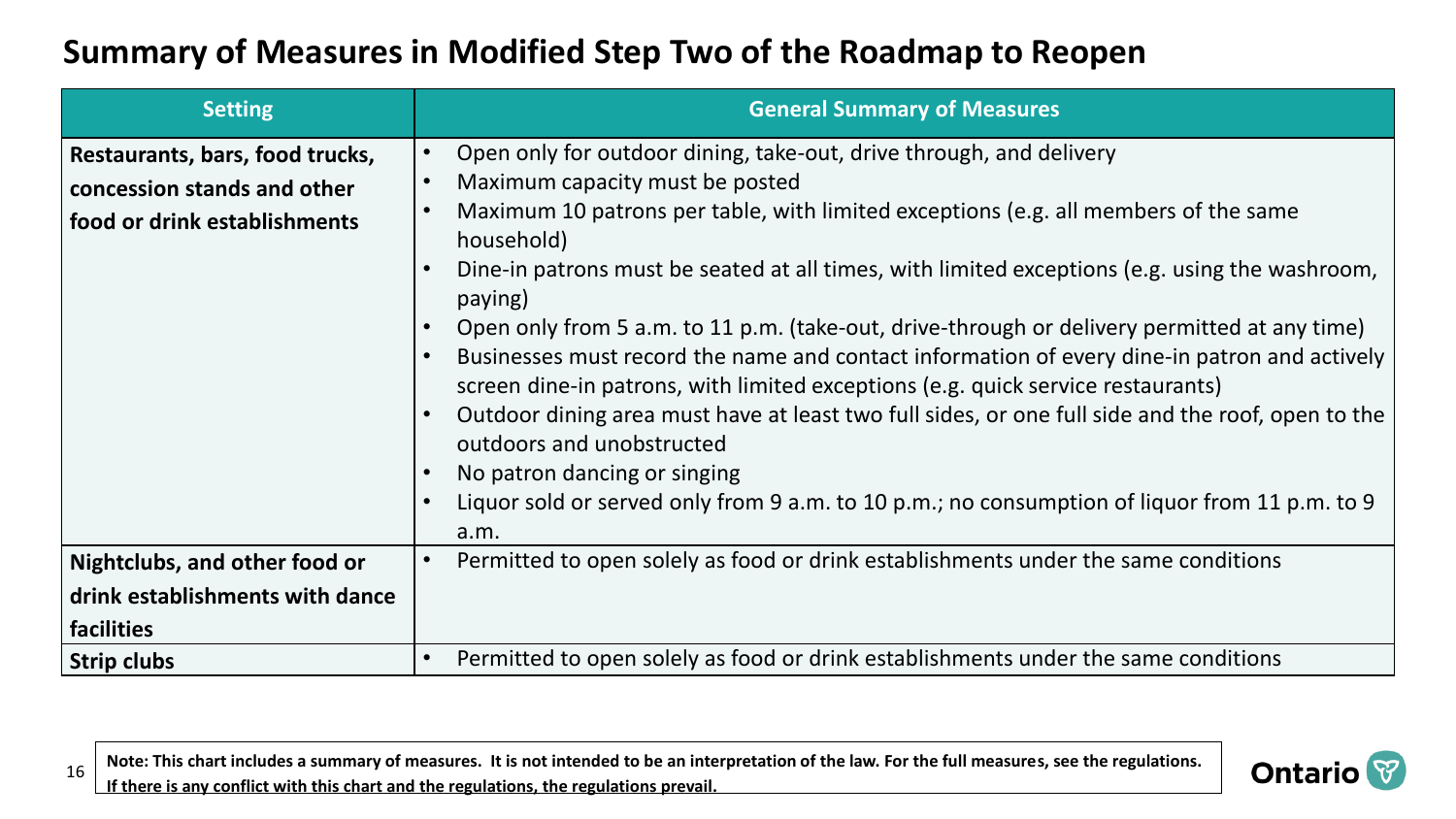# Summary of Measures in Modified Step Two of the Roadmap to Reopen

| Setting | General Summary of Measures |
| --- | --- |
| **Restaurants, bars, food trucks, concession stands and other food or drink establishments** | • Open only for outdoor dining, take-out, drive through, and delivery<br>• Maximum capacity must be posted<br>• Maximum 10 patrons per table, with limited exceptions (e.g. all members of the same household)<br>• Dine-in patrons must be seated at all times, with limited exceptions (e.g. using the washroom, paying)<br>• Open only from 5 a.m. to 11 p.m. (take-out, drive-through or delivery permitted at any time)<br>• Businesses must record the name and contact information of every dine-in patron and actively screen dine-in patrons, with limited exceptions (e.g. quick service restaurants)<br>• Outdoor dining area must have at least two full sides, or one full side and the roof, open to the outdoors and unobstructed<br>• No patron dancing or singing<br>• Liquor sold or served only from 9 a.m. to 10 p.m.; no consumption of liquor from 11 p.m. to 9 a.m. |
| **Nightclubs, and other food or drink establishments with dance facilities** | • Permitted to open solely as food or drink establishments under the same conditions |
| **Strip clubs** | • Permitted to open solely as food or drink establishments under the same conditions |

**Note: This chart includes a summary of measures. It is not intended to be an interpretation of the law. For the full measures, see the regulations. If there is any conflict with this chart and the regulations, the regulations prevail.**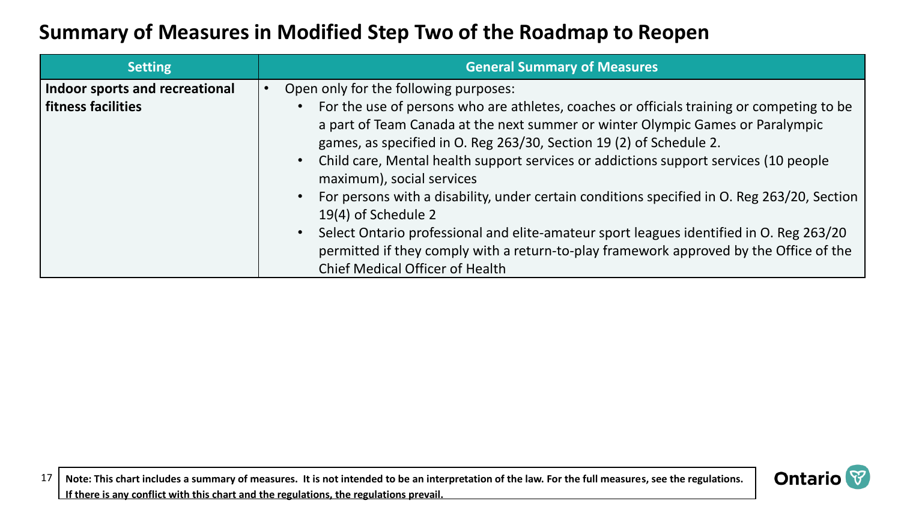# Summary of Measures in Modified Step Two of the Roadmap to Reopen

| Setting | General Summary of Measures |
| --- | --- |
| **Indoor sports and recreational fitness facilities** | • Open only for the following purposes:<br>• For the use of persons who are athletes, coaches or officials training or competing to be a part of Team Canada at the next summer or winter Olympic Games or Paralympic games, as specified in O. Reg 263/30, Section 19 (2) of Schedule 2.<br>• Child care, Mental health support services or addictions support services (10 people maximum), social services<br>• For persons with a disability, under certain conditions specified in O. Reg 263/20, Section 19(4) of Schedule 2<br>• Select Ontario professional and elite-amateur sport leagues identified in O. Reg 263/20 permitted if they comply with a return-to-play framework approved by the Office of the Chief Medical Officer of Health |

**Note: This chart includes a summary of measures. It is not intended to be an interpretation of the law. For the full measures, see the regulations. If there is any conflict with this chart and the regulations, the regulations prevail.**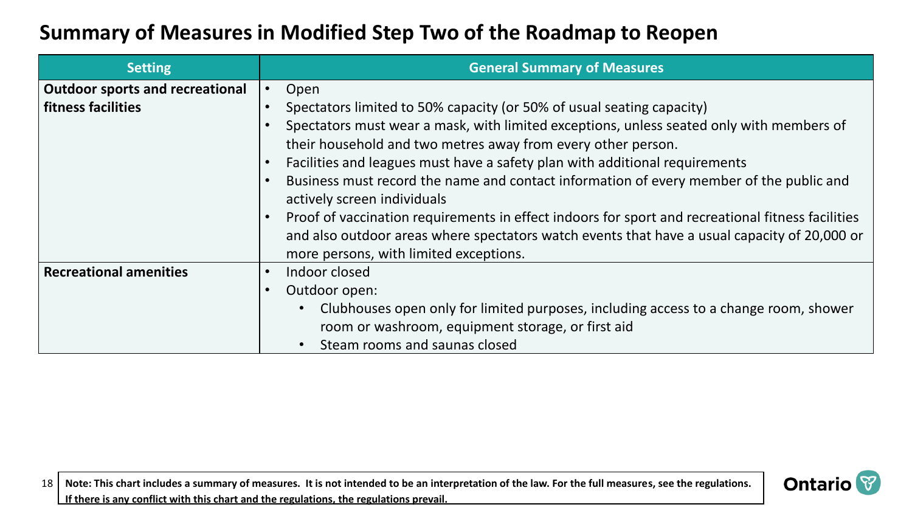# Summary of Measures in Modified Step Two of the Roadmap to Reopen

| Setting | General Summary of Measures |
| --- | --- |
| **Outdoor sports and recreational fitness facilities** | • Open<br>• Spectators limited to 50% capacity (or 50% of usual seating capacity)<br>• Spectators must wear a mask, with limited exceptions, unless seated only with members of their household and two metres away from every other person.<br>• Facilities and leagues must have a safety plan with additional requirements<br>• Business must record the name and contact information of every member of the public and actively screen individuals<br>• Proof of vaccination requirements in effect indoors for sport and recreational fitness facilities and also outdoor areas where spectators watch events that have a usual capacity of 20,000 or more persons, with limited exceptions. |
| **Recreational amenities** | • Indoor closed<br>• Outdoor open:<br>&nbsp;&nbsp;&nbsp;&nbsp;• Clubhouses open only for limited purposes, including access to a change room, shower room or washroom, equipment storage, or first aid<br>&nbsp;&nbsp;&nbsp;&nbsp;• Steam rooms and saunas closed |

**Note: This chart includes a summary of measures. It is not intended to be an interpretation of the law. For the full measures, see the regulations. If there is any conflict with this chart and the regulations, the regulations prevail.**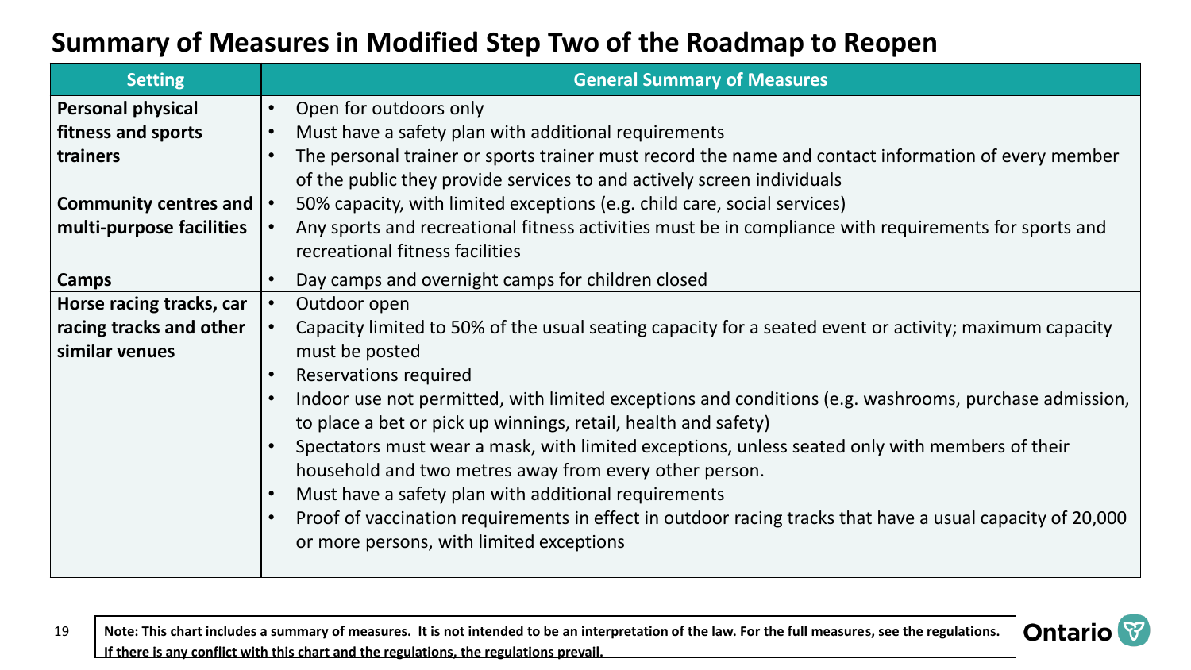# Summary of Measures in Modified Step Two of the Roadmap to Reopen

| Setting | General Summary of Measures |
| --- | --- |
| **Personal physical fitness and sports trainers** | • Open for outdoors only<br>• Must have a safety plan with additional requirements<br>• The personal trainer or sports trainer must record the name and contact information of every member of the public they provide services to and actively screen individuals |
| **Community centres and multi-purpose facilities** | • 50% capacity, with limited exceptions (e.g. child care, social services)<br>• Any sports and recreational fitness activities must be in compliance with requirements for sports and recreational fitness facilities |
| **Camps** | • Day camps and overnight camps for children closed |
| **Horse racing tracks, car racing tracks and other similar venues** | • Outdoor open<br>• Capacity limited to 50% of the usual seating capacity for a seated event or activity; maximum capacity must be posted<br>• Reservations required<br>• Indoor use not permitted, with limited exceptions and conditions (e.g. washrooms, purchase admission, to place a bet or pick up winnings, retail, health and safety)<br>• Spectators must wear a mask, with limited exceptions, unless seated only with members of their household and two metres away from every other person.<br>• Must have a safety plan with additional requirements<br>• Proof of vaccination requirements in effect in outdoor racing tracks that have a usual capacity of 20,000 or more persons, with limited exceptions |

**Note: This chart includes a summary of measures. It is not intended to be an interpretation of the law. For the full measures, see the regulations. If there is any conflict with this chart and the regulations, the regulations prevail.**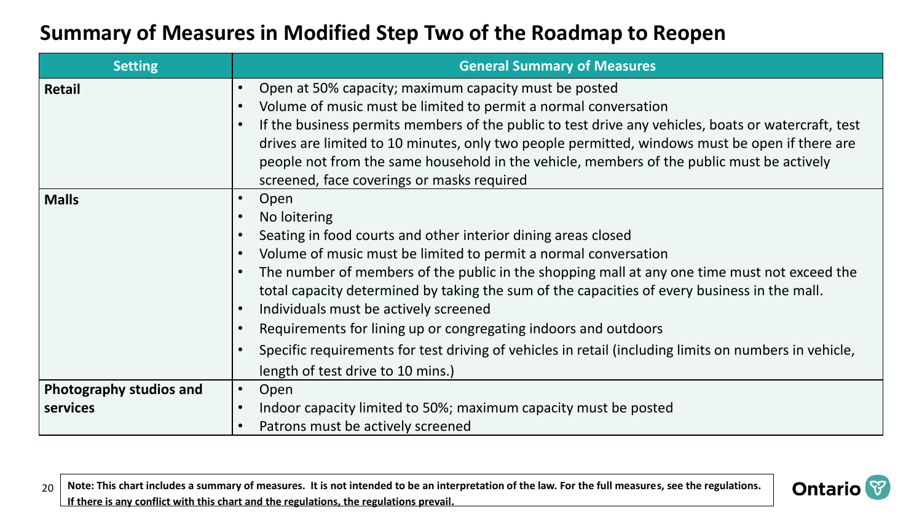# Summary of Measures in Modified Step Two of the Roadmap to Reopen

| Setting | General Summary of Measures |
| --- | --- |
| **Retail** | • Open at 50% capacity; maximum capacity must be posted<br>• Volume of music must be limited to permit a normal conversation<br>• If the business permits members of the public to test drive any vehicles, boats or watercraft, test drives are limited to 10 minutes, only two people permitted, windows must be open if there are people not from the same household in the vehicle, members of the public must be actively screened, face coverings or masks required |
| **Malls** | • Open<br>• No loitering<br>• Seating in food courts and other interior dining areas closed<br>• Volume of music must be limited to permit a normal conversation<br>• The number of members of the public in the shopping mall at any one time must not exceed the total capacity determined by taking the sum of the capacities of every business in the mall.<br>• Individuals must be actively screened<br>• Requirements for lining up or congregating indoors and outdoors<br>• Specific requirements for test driving of vehicles in retail (including limits on numbers in vehicle, length of test drive to 10 mins.) |
| **Photography studios and services** | • Open<br>• Indoor capacity limited to 50%; maximum capacity must be posted<br>• Patrons must be actively screened |

**Note: This chart includes a summary of measures. It is not intended to be an interpretation of the law. For the full measures, see the regulations. If there is any conflict with this chart and the regulations, the regulations prevail.**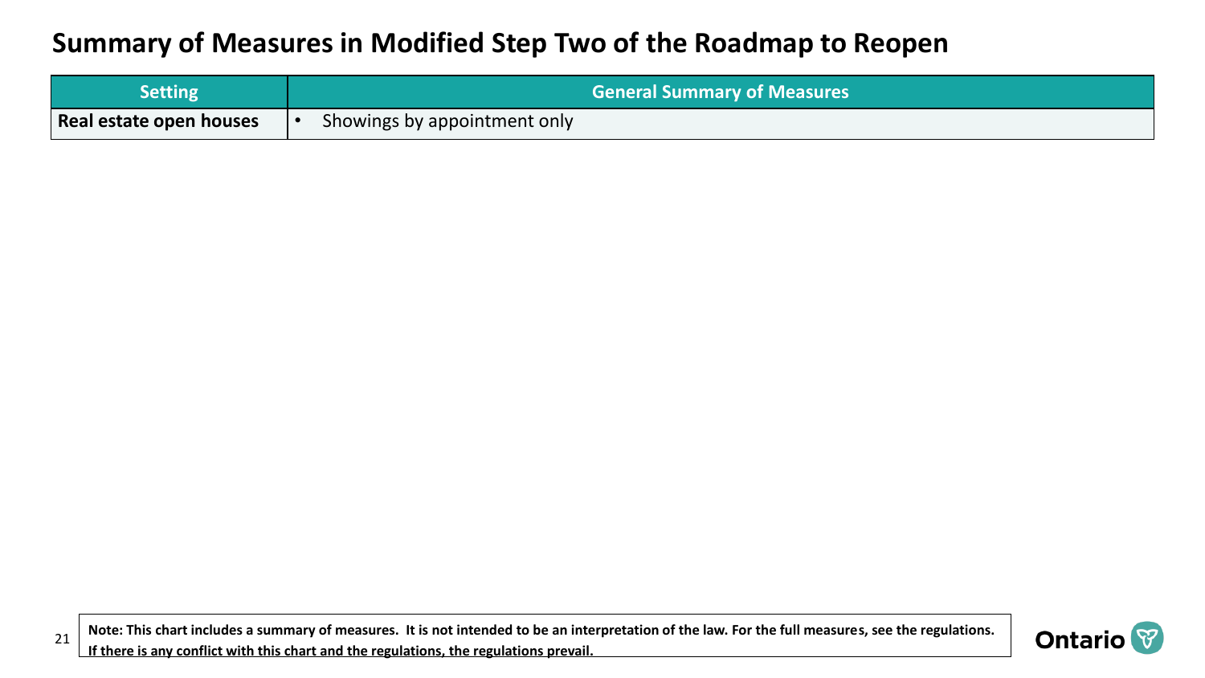# Summary of Measures in Modified Step Two of the Roadmap to Reopen

| Setting | General Summary of Measures |
|---|---|
| **Real estate open houses** | • Showings by appointment only |

**Note: This chart includes a summary of measures. It is not intended to be an interpretation of the law. For the full measures, see the regulations. If there is any conflict with this chart and the regulations, the regulations prevail.**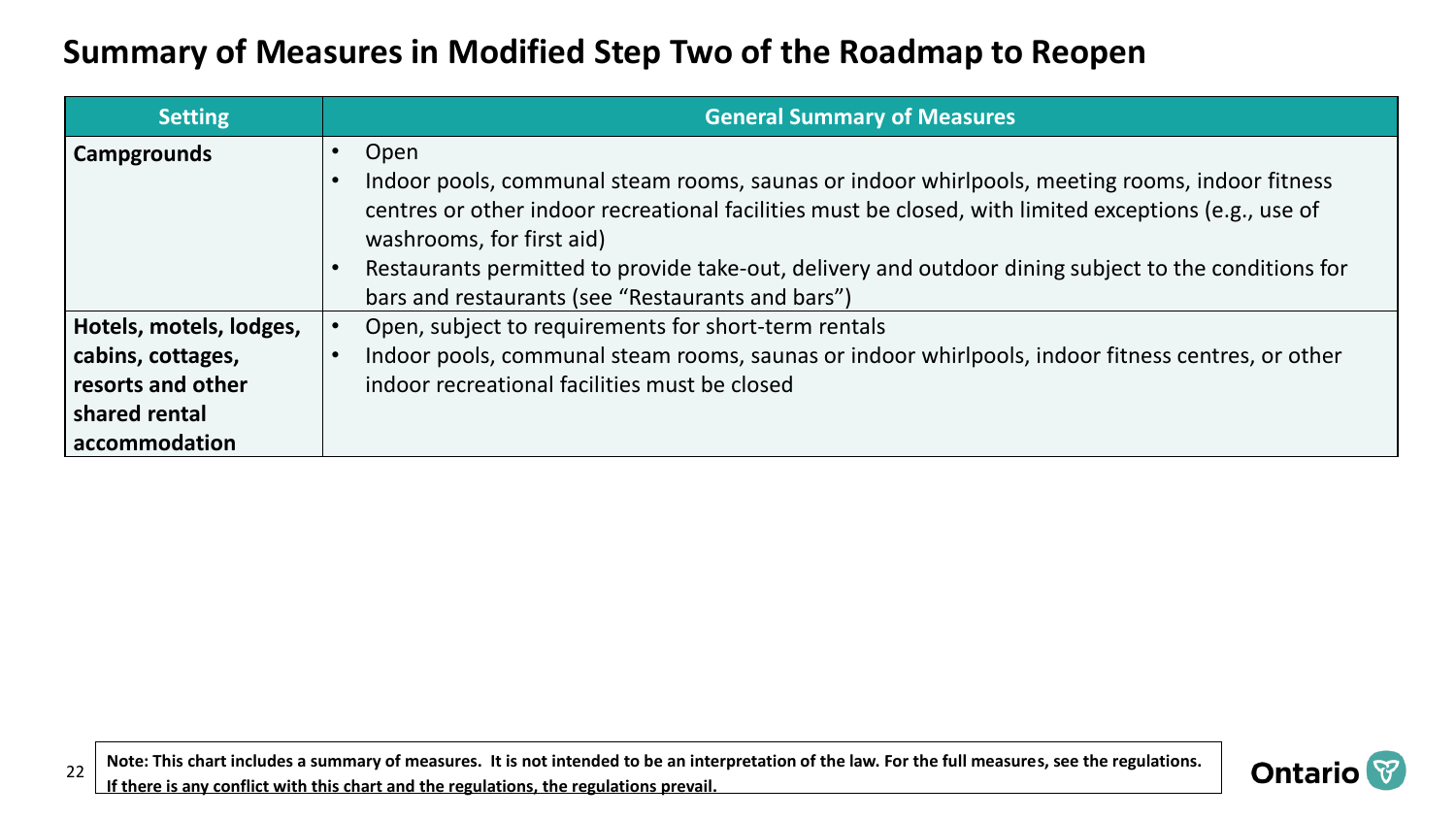# Summary of Measures in Modified Step Two of the Roadmap to Reopen

| Setting | General Summary of Measures |
| --- | --- |
| **Campgrounds** | • Open<br>• Indoor pools, communal steam rooms, saunas or indoor whirlpools, meeting rooms, indoor fitness centres or other indoor recreational facilities must be closed, with limited exceptions (e.g., use of washrooms, for first aid)<br>• Restaurants permitted to provide take-out, delivery and outdoor dining subject to the conditions for bars and restaurants (see “Restaurants and bars”) |
| **Hotels, motels, lodges, cabins, cottages, resorts and other shared rental accommodation** | • Open, subject to requirements for short-term rentals<br>• Indoor pools, communal steam rooms, saunas or indoor whirlpools, indoor fitness centres, or other indoor recreational facilities must be closed |

**Note: This chart includes a summary of measures. It is not intended to be an interpretation of the law. For the full measures, see the regulations. If there is any conflict with this chart and the regulations, the regulations prevail.**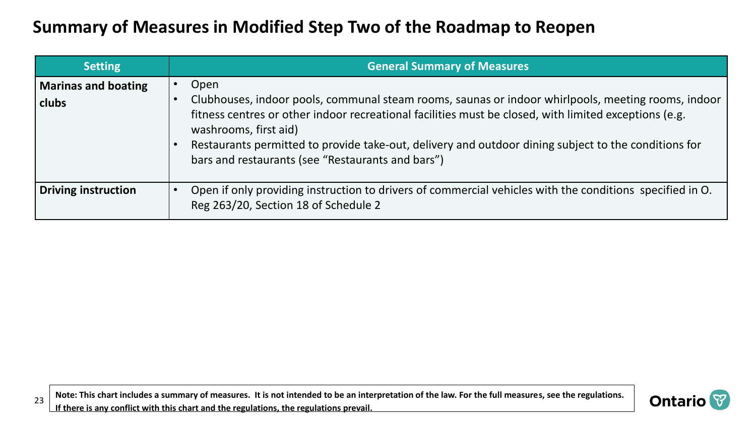# Summary of Measures in Modified Step Two of the Roadmap to Reopen

| Setting | General Summary of Measures |
| --- | --- |
| **Marinas and boating clubs** | • Open<br>• Clubhouses, indoor pools, communal steam rooms, saunas or indoor whirlpools, meeting rooms, indoor fitness centres or other indoor recreational facilities must be closed, with limited exceptions (e.g. washrooms, first aid)<br>• Restaurants permitted to provide take-out, delivery and outdoor dining subject to the conditions for bars and restaurants (see "Restaurants and bars") |
| **Driving instruction** | • Open if only providing instruction to drivers of commercial vehicles with the conditions specified in O. Reg 263/20, Section 18 of Schedule 2 |

**Note: This chart includes a summary of measures. It is not intended to be an interpretation of the law. For the full measures, see the regulations. If there is any conflict with this chart and the regulations, the regulations prevail.**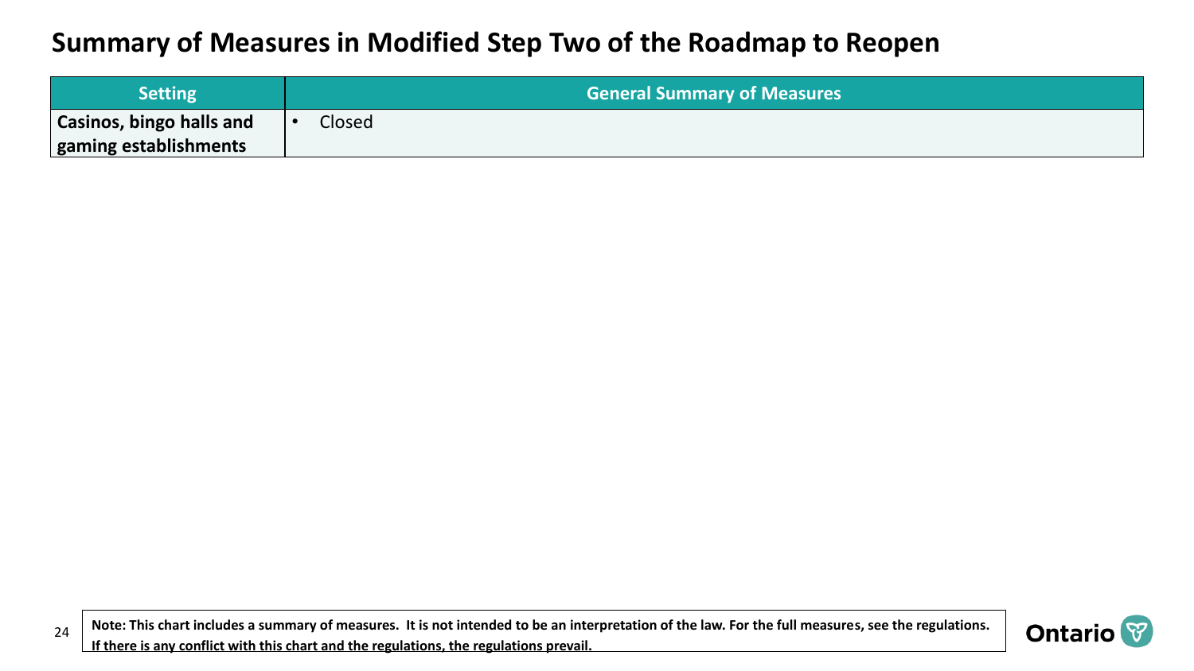# Summary of Measures in Modified Step Two of the Roadmap to Reopen

| Setting | General Summary of Measures |
| --- | --- |
| **Casinos, bingo halls and gaming establishments** | • Closed |

**Note: This chart includes a summary of measures. It is not intended to be an interpretation of the law. For the full measures, see the regulations. If there is any conflict with this chart and the regulations, the regulations prevail.**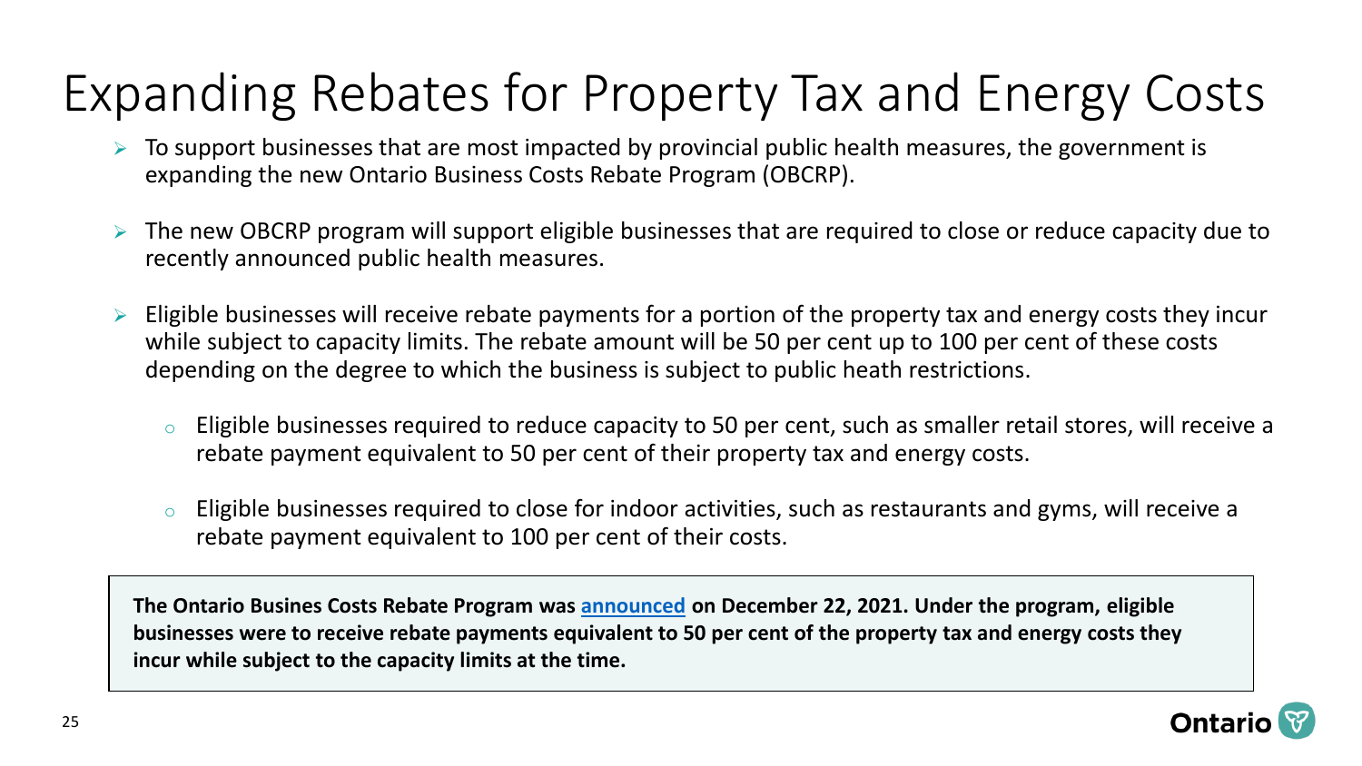# Expanding Rebates for Property Tax and Energy Costs

- To support businesses that are most impacted by provincial public health measures, the government is expanding the new Ontario Business Costs Rebate Program (OBCRP).
- The new OBCRP program will support eligible businesses that are required to close or reduce capacity due to recently announced public health measures.
- Eligible businesses will receive rebate payments for a portion of the property tax and energy costs they incur while subject to capacity limits. The rebate amount will be 50 per cent up to 100 per cent of these costs depending on the degree to which the business is subject to public heath restrictions.
  - Eligible businesses required to reduce capacity to 50 per cent, such as smaller retail stores, will receive a rebate payment equivalent to 50 per cent of their property tax and energy costs.
  - Eligible businesses required to close for indoor activities, such as restaurants and gyms, will receive a rebate payment equivalent to 100 per cent of their costs.

**The Ontario Busines Costs Rebate Program was announced on December 22, 2021. Under the program, eligible businesses were to receive rebate payments equivalent to 50 per cent of the property tax and energy costs they incur while subject to the capacity limits at the time.**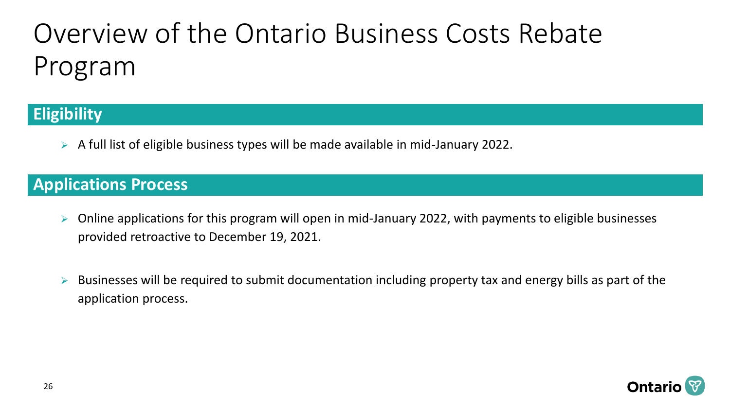# Overview of the Ontario Business Costs Rebate Program

## Eligibility

- A full list of eligible business types will be made available in mid-January 2022.

## Applications Process

- Online applications for this program will open in mid-January 2022, with payments to eligible businesses provided retroactive to December 19, 2021.

- Businesses will be required to submit documentation including property tax and energy bills as part of the application process.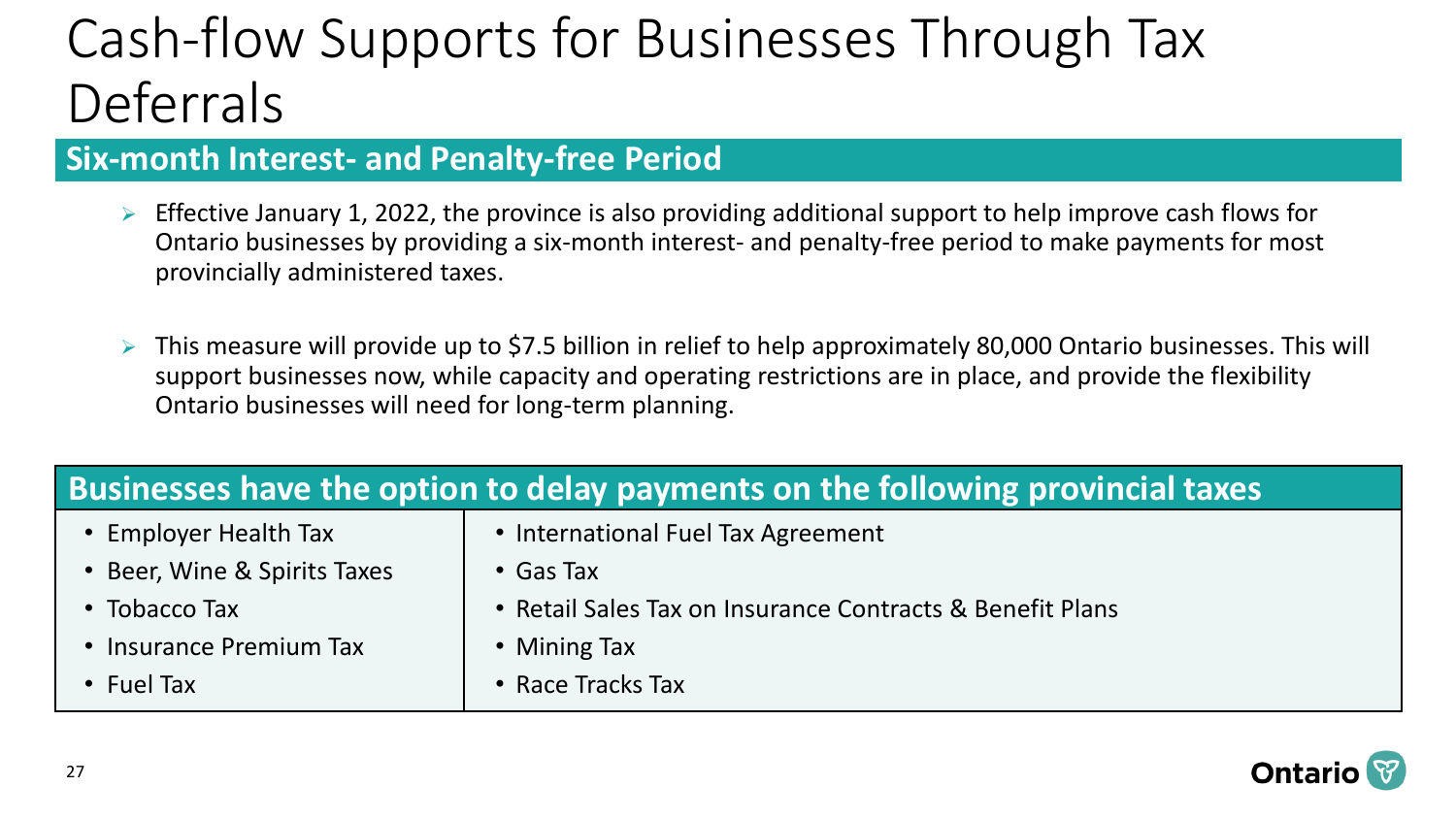# Cash-flow Supports for Businesses Through Tax Deferrals

## Six-month Interest- and Penalty-free Period

- Effective January 1, 2022, the province is also providing additional support to help improve cash flows for Ontario businesses by providing a six-month interest- and penalty-free period to make payments for most provincially administered taxes.

- This measure will provide up to $7.5 billion in relief to help approximately 80,000 Ontario businesses. This will support businesses now, while capacity and operating restrictions are in place, and provide the flexibility Ontario businesses will need for long-term planning.

## Businesses have the option to delay payments on the following provincial taxes

- Employer Health Tax
- Beer, Wine & Spirits Taxes
- Tobacco Tax
- Insurance Premium Tax
- Fuel Tax
- International Fuel Tax Agreement
- Gas Tax
- Retail Sales Tax on Insurance Contracts & Benefit Plans
- Mining Tax
- Race Tracks Tax

Ontario